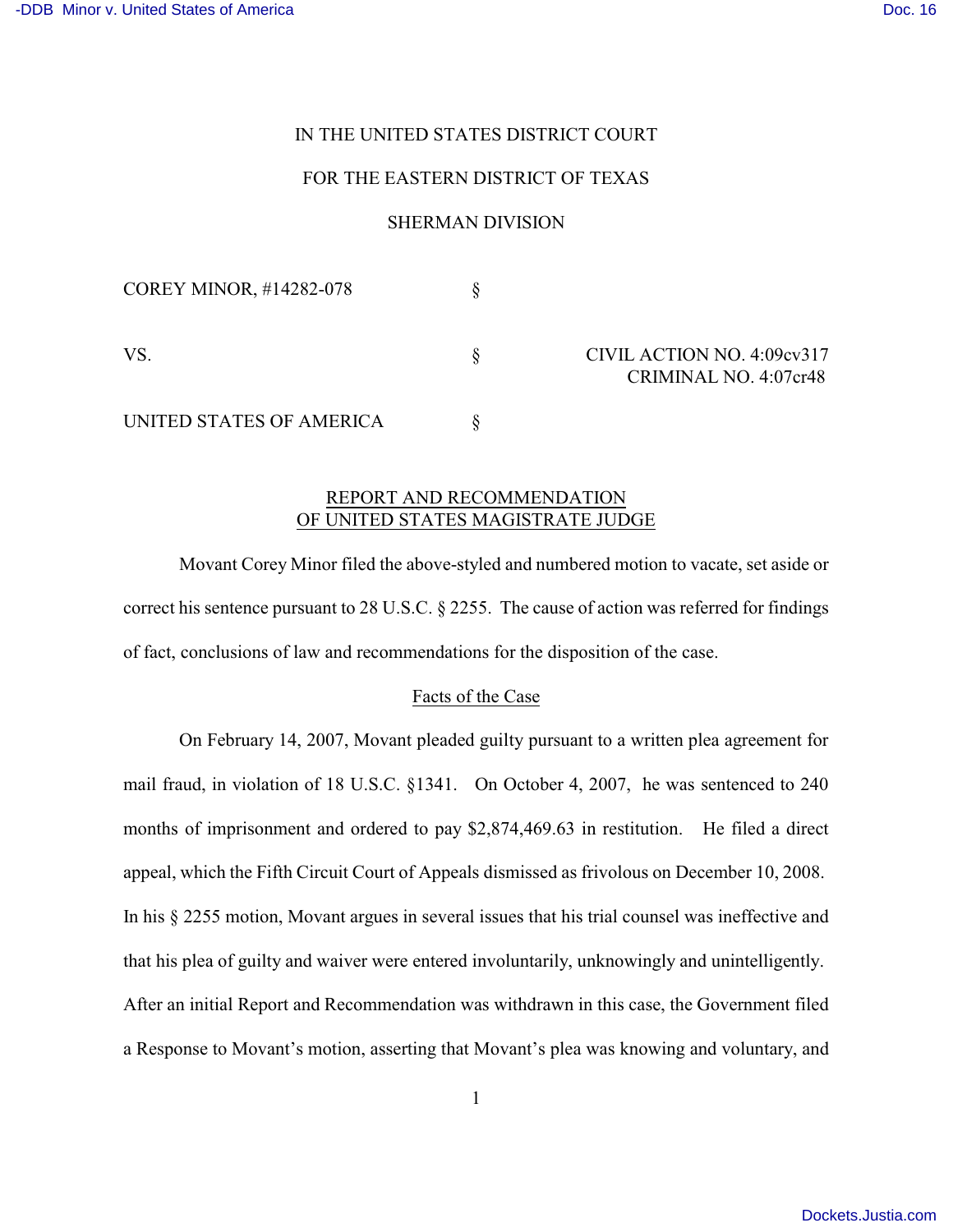IN THE UNITED STATES DISTRICT COURT

FOR THE EASTERN DISTRICT OF TEXAS

SHERMAN DIVISION

| | | |
|---|---|---|
| COREY MINOR, #14282-078 | § | |
| VS. | § | CIVIL ACTION NO. 4:09cv317<br>CRIMINAL NO. 4:07cr48 |
| UNITED STATES OF AMERICA | § | |

## REPORT AND RECOMMENDATION OF UNITED STATES MAGISTRATE JUDGE

Movant Corey Minor filed the above-styled and numbered motion to vacate, set aside or correct his sentence pursuant to 28 U.S.C. § 2255. The cause of action was referred for findings of fact, conclusions of law and recommendations for the disposition of the case.

### Facts of the Case

On February 14, 2007, Movant pleaded guilty pursuant to a written plea agreement for mail fraud, in violation of 18 U.S.C. §1341. On October 4, 2007, he was sentenced to 240 months of imprisonment and ordered to pay $2,874,469.63 in restitution. He filed a direct appeal, which the Fifth Circuit Court of Appeals dismissed as frivolous on December 10, 2008. In his § 2255 motion, Movant argues in several issues that his trial counsel was ineffective and that his plea of guilty and waiver were entered involuntarily, unknowingly and unintelligently. After an initial Report and Recommendation was withdrawn in this case, the Government filed a Response to Movant's motion, asserting that Movant's plea was knowing and voluntary, and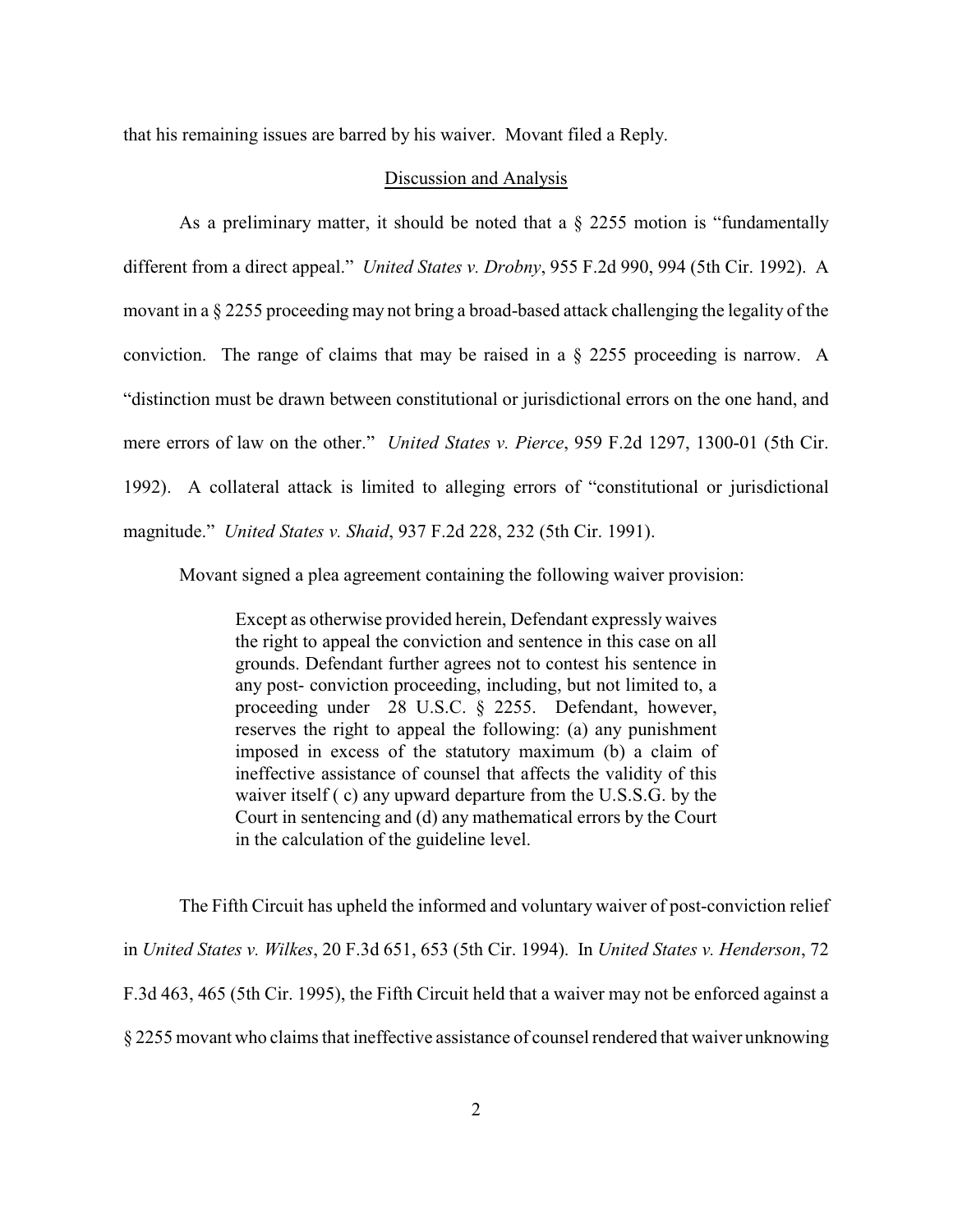that his remaining issues are barred by his waiver. Movant filed a Reply.

## Discussion and Analysis

As a preliminary matter, it should be noted that a § 2255 motion is "fundamentally different from a direct appeal." *United States v. Drobny*, 955 F.2d 990, 994 (5th Cir. 1992). A movant in a § 2255 proceeding may not bring a broad-based attack challenging the legality of the conviction. The range of claims that may be raised in a § 2255 proceeding is narrow. A "distinction must be drawn between constitutional or jurisdictional errors on the one hand, and mere errors of law on the other." *United States v. Pierce*, 959 F.2d 1297, 1300-01 (5th Cir. 1992). A collateral attack is limited to alleging errors of "constitutional or jurisdictional magnitude." *United States v. Shaid*, 937 F.2d 228, 232 (5th Cir. 1991).

Movant signed a plea agreement containing the following waiver provision:

> Except as otherwise provided herein, Defendant expressly waives the right to appeal the conviction and sentence in this case on all grounds. Defendant further agrees not to contest his sentence in any post- conviction proceeding, including, but not limited to, a proceeding under 28 U.S.C. § 2255. Defendant, however, reserves the right to appeal the following: (a) any punishment imposed in excess of the statutory maximum (b) a claim of ineffective assistance of counsel that affects the validity of this waiver itself ( c) any upward departure from the U.S.S.G. by the Court in sentencing and (d) any mathematical errors by the Court in the calculation of the guideline level.

The Fifth Circuit has upheld the informed and voluntary waiver of post-conviction relief in *United States v. Wilkes*, 20 F.3d 651, 653 (5th Cir. 1994). In *United States v. Henderson*, 72 F.3d 463, 465 (5th Cir. 1995), the Fifth Circuit held that a waiver may not be enforced against a § 2255 movant who claims that ineffective assistance of counsel rendered that waiver unknowing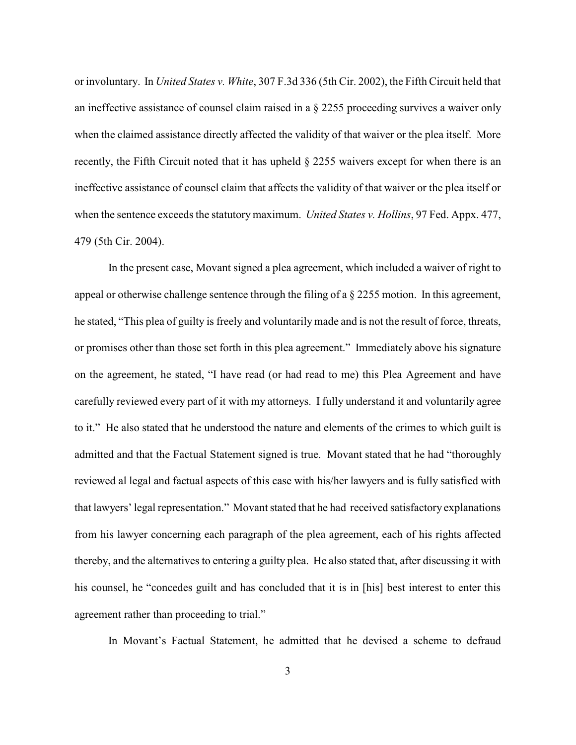or involuntary. In *United States v. White*, 307 F.3d 336 (5th Cir. 2002), the Fifth Circuit held that an ineffective assistance of counsel claim raised in a § 2255 proceeding survives a waiver only when the claimed assistance directly affected the validity of that waiver or the plea itself. More recently, the Fifth Circuit noted that it has upheld § 2255 waivers except for when there is an ineffective assistance of counsel claim that affects the validity of that waiver or the plea itself or when the sentence exceeds the statutory maximum. *United States v. Hollins*, 97 Fed. Appx. 477, 479 (5th Cir. 2004).

In the present case, Movant signed a plea agreement, which included a waiver of right to appeal or otherwise challenge sentence through the filing of a § 2255 motion. In this agreement, he stated, "This plea of guilty is freely and voluntarily made and is not the result of force, threats, or promises other than those set forth in this plea agreement." Immediately above his signature on the agreement, he stated, "I have read (or had read to me) this Plea Agreement and have carefully reviewed every part of it with my attorneys. I fully understand it and voluntarily agree to it." He also stated that he understood the nature and elements of the crimes to which guilt is admitted and that the Factual Statement signed is true. Movant stated that he had "thoroughly reviewed al legal and factual aspects of this case with his/her lawyers and is fully satisfied with that lawyers' legal representation." Movant stated that he had received satisfactory explanations from his lawyer concerning each paragraph of the plea agreement, each of his rights affected thereby, and the alternatives to entering a guilty plea. He also stated that, after discussing it with his counsel, he "concedes guilt and has concluded that it is in [his] best interest to enter this agreement rather than proceeding to trial."

In Movant's Factual Statement, he admitted that he devised a scheme to defraud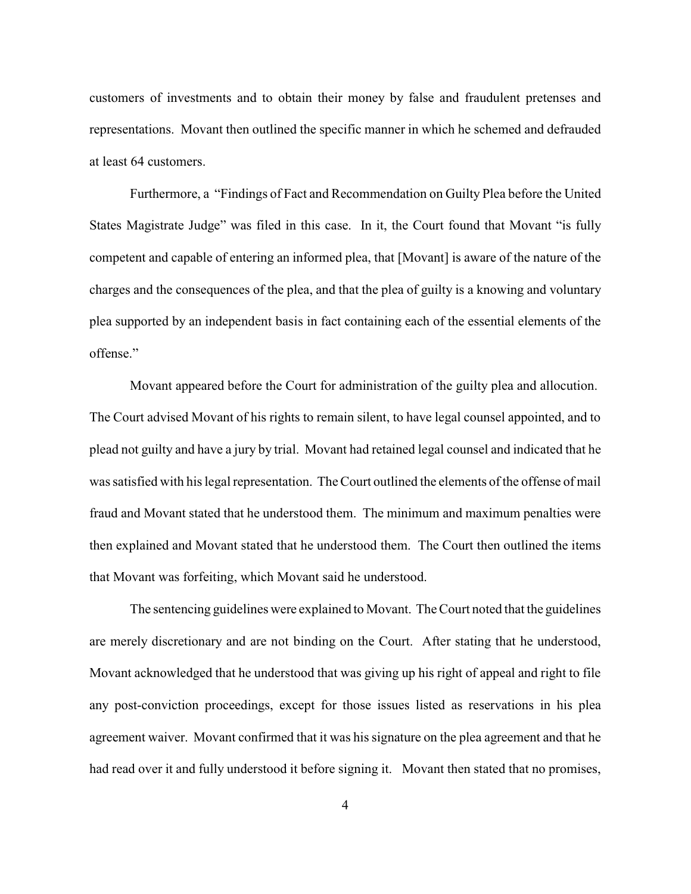customers of investments and to obtain their money by false and fraudulent pretenses and representations. Movant then outlined the specific manner in which he schemed and defrauded at least 64 customers.

Furthermore, a "Findings of Fact and Recommendation on Guilty Plea before the United States Magistrate Judge" was filed in this case. In it, the Court found that Movant "is fully competent and capable of entering an informed plea, that [Movant] is aware of the nature of the charges and the consequences of the plea, and that the plea of guilty is a knowing and voluntary plea supported by an independent basis in fact containing each of the essential elements of the offense."

Movant appeared before the Court for administration of the guilty plea and allocution. The Court advised Movant of his rights to remain silent, to have legal counsel appointed, and to plead not guilty and have a jury by trial. Movant had retained legal counsel and indicated that he was satisfied with his legal representation. The Court outlined the elements of the offense of mail fraud and Movant stated that he understood them. The minimum and maximum penalties were then explained and Movant stated that he understood them. The Court then outlined the items that Movant was forfeiting, which Movant said he understood.

The sentencing guidelines were explained to Movant. The Court noted that the guidelines are merely discretionary and are not binding on the Court. After stating that he understood, Movant acknowledged that he understood that was giving up his right of appeal and right to file any post-conviction proceedings, except for those issues listed as reservations in his plea agreement waiver. Movant confirmed that it was his signature on the plea agreement and that he had read over it and fully understood it before signing it. Movant then stated that no promises,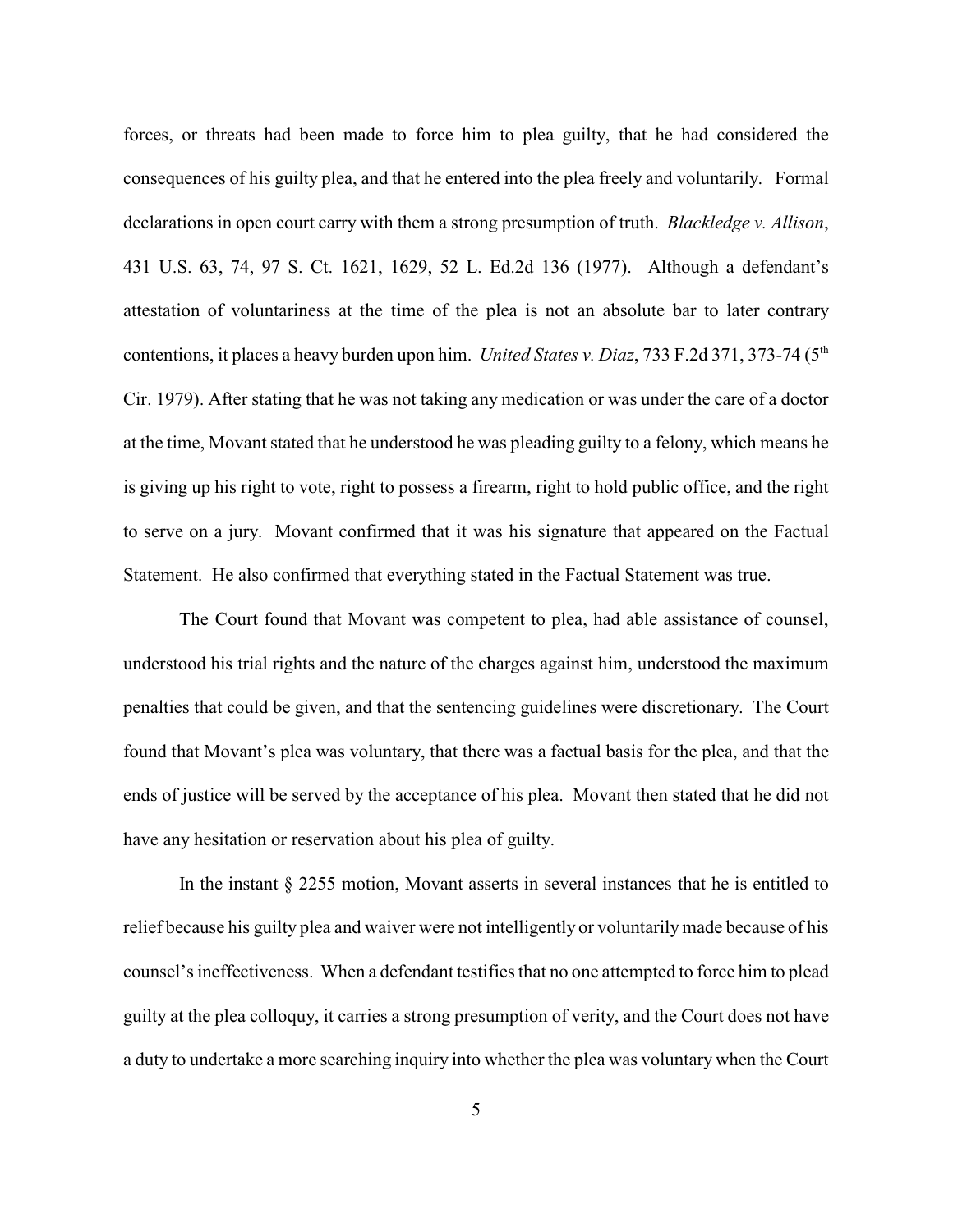forces, or threats had been made to force him to plea guilty, that he had considered the consequences of his guilty plea, and that he entered into the plea freely and voluntarily. Formal declarations in open court carry with them a strong presumption of truth. *Blackledge v. Allison*, 431 U.S. 63, 74, 97 S. Ct. 1621, 1629, 52 L. Ed.2d 136 (1977). Although a defendant's attestation of voluntariness at the time of the plea is not an absolute bar to later contrary contentions, it places a heavy burden upon him. *United States v. Diaz*, 733 F.2d 371, 373-74 (5th Cir. 1979). After stating that he was not taking any medication or was under the care of a doctor at the time, Movant stated that he understood he was pleading guilty to a felony, which means he is giving up his right to vote, right to possess a firearm, right to hold public office, and the right to serve on a jury. Movant confirmed that it was his signature that appeared on the Factual Statement. He also confirmed that everything stated in the Factual Statement was true.

The Court found that Movant was competent to plea, had able assistance of counsel, understood his trial rights and the nature of the charges against him, understood the maximum penalties that could be given, and that the sentencing guidelines were discretionary. The Court found that Movant's plea was voluntary, that there was a factual basis for the plea, and that the ends of justice will be served by the acceptance of his plea. Movant then stated that he did not have any hesitation or reservation about his plea of guilty.

In the instant § 2255 motion, Movant asserts in several instances that he is entitled to relief because his guilty plea and waiver were not intelligently or voluntarily made because of his counsel's ineffectiveness. When a defendant testifies that no one attempted to force him to plead guilty at the plea colloquy, it carries a strong presumption of verity, and the Court does not have a duty to undertake a more searching inquiry into whether the plea was voluntary when the Court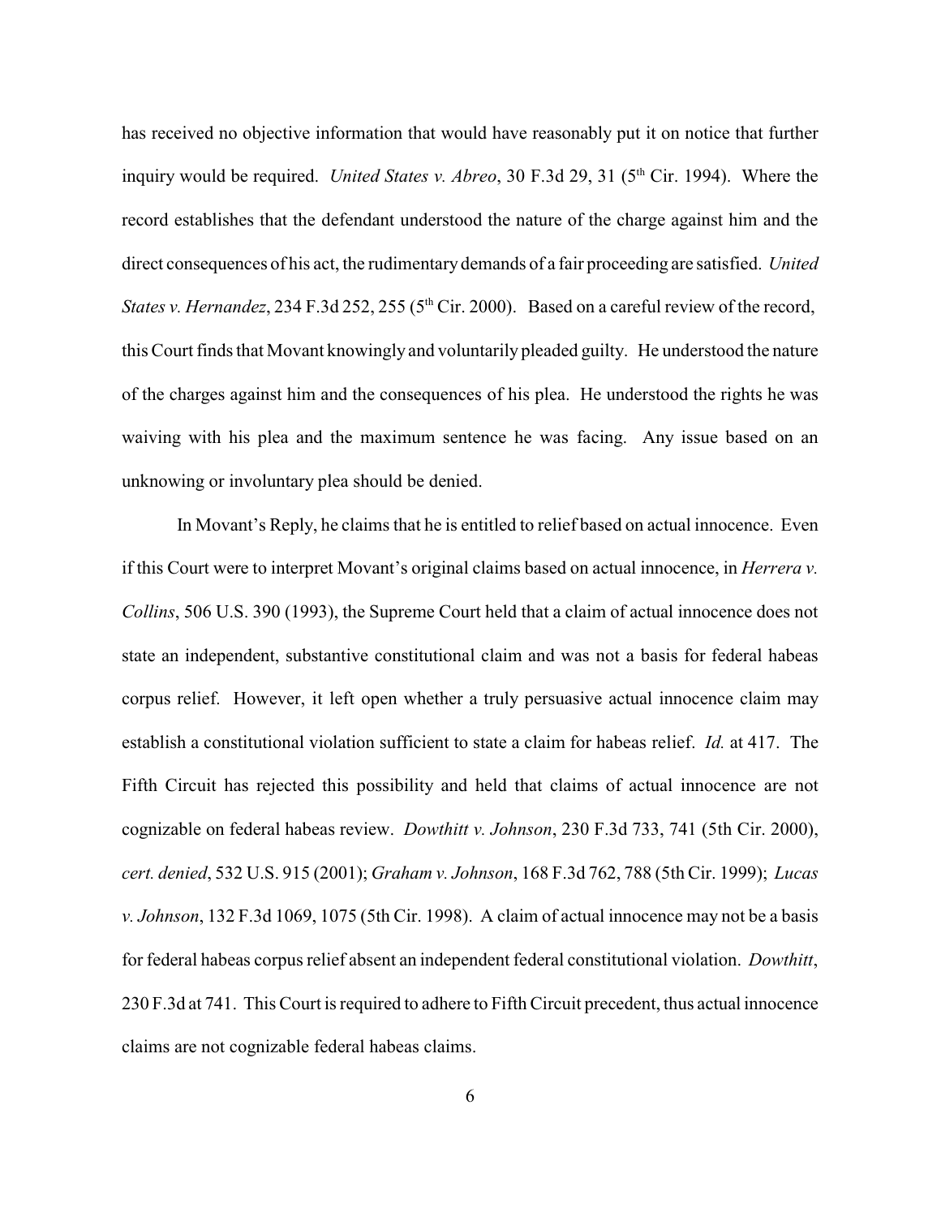has received no objective information that would have reasonably put it on notice that further inquiry would be required. *United States v. Abreo*, 30 F.3d 29, 31 (5th Cir. 1994). Where the record establishes that the defendant understood the nature of the charge against him and the direct consequences of his act, the rudimentary demands of a fair proceeding are satisfied. *United States v. Hernandez*, 234 F.3d 252, 255 (5th Cir. 2000). Based on a careful review of the record, this Court finds that Movant knowingly and voluntarily pleaded guilty. He understood the nature of the charges against him and the consequences of his plea. He understood the rights he was waiving with his plea and the maximum sentence he was facing. Any issue based on an unknowing or involuntary plea should be denied.

In Movant's Reply, he claims that he is entitled to relief based on actual innocence. Even if this Court were to interpret Movant's original claims based on actual innocence, in *Herrera v. Collins*, 506 U.S. 390 (1993), the Supreme Court held that a claim of actual innocence does not state an independent, substantive constitutional claim and was not a basis for federal habeas corpus relief. However, it left open whether a truly persuasive actual innocence claim may establish a constitutional violation sufficient to state a claim for habeas relief. *Id.* at 417. The Fifth Circuit has rejected this possibility and held that claims of actual innocence are not cognizable on federal habeas review. *Dowthitt v. Johnson*, 230 F.3d 733, 741 (5th Cir. 2000), *cert. denied*, 532 U.S. 915 (2001); *Graham v. Johnson*, 168 F.3d 762, 788 (5th Cir. 1999); *Lucas v. Johnson*, 132 F.3d 1069, 1075 (5th Cir. 1998). A claim of actual innocence may not be a basis for federal habeas corpus relief absent an independent federal constitutional violation. *Dowthitt*, 230 F.3d at 741. This Court is required to adhere to Fifth Circuit precedent, thus actual innocence claims are not cognizable federal habeas claims.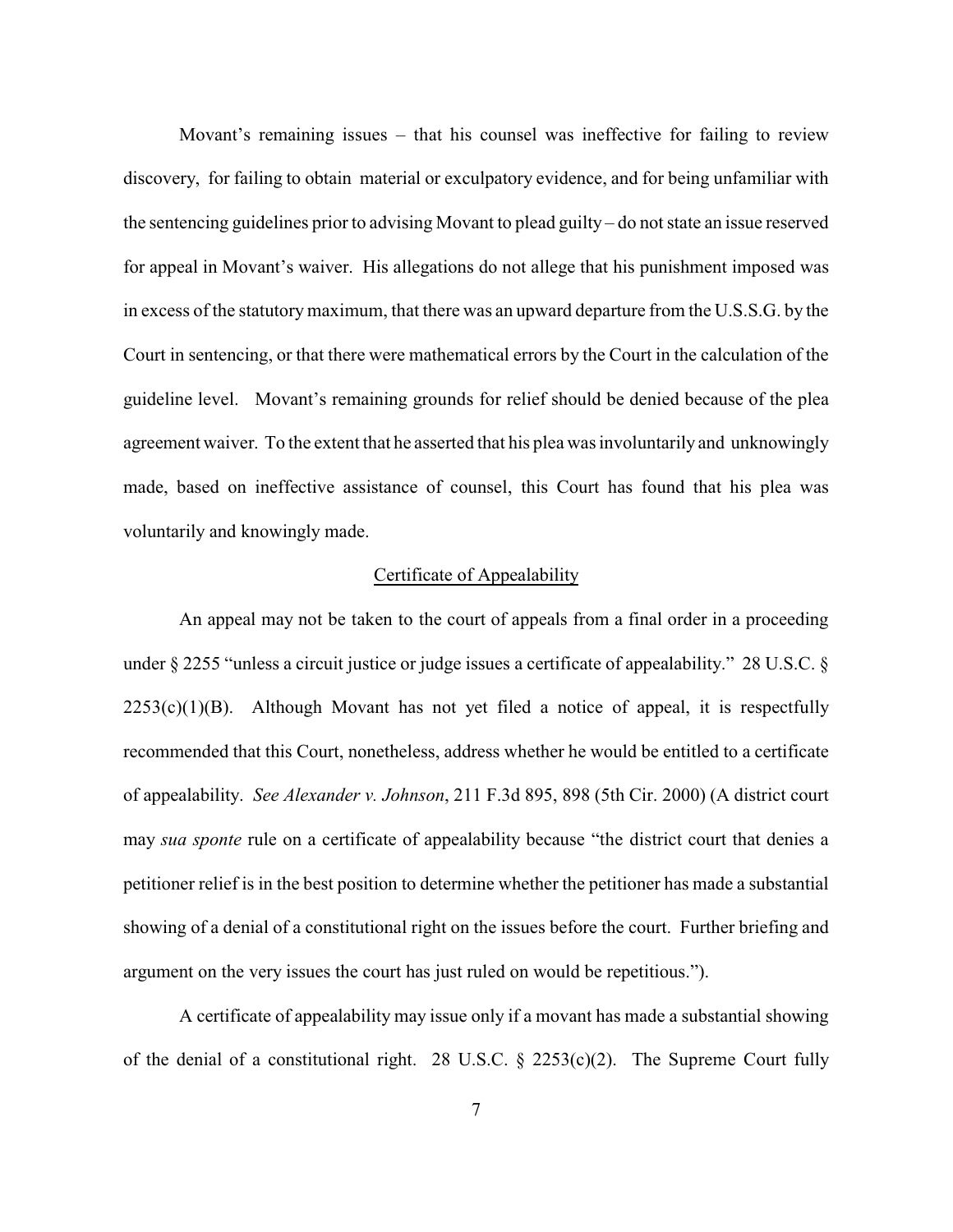Movant's remaining issues – that his counsel was ineffective for failing to review discovery, for failing to obtain material or exculpatory evidence, and for being unfamiliar with the sentencing guidelines prior to advising Movant to plead guilty – do not state an issue reserved for appeal in Movant's waiver. His allegations do not allege that his punishment imposed was in excess of the statutory maximum, that there was an upward departure from the U.S.S.G. by the Court in sentencing, or that there were mathematical errors by the Court in the calculation of the guideline level. Movant's remaining grounds for relief should be denied because of the plea agreement waiver. To the extent that he asserted that his plea was involuntarily and unknowingly made, based on ineffective assistance of counsel, this Court has found that his plea was voluntarily and knowingly made.

## Certificate of Appealability

An appeal may not be taken to the court of appeals from a final order in a proceeding under § 2255 "unless a circuit justice or judge issues a certificate of appealability." 28 U.S.C. § 2253(c)(1)(B). Although Movant has not yet filed a notice of appeal, it is respectfully recommended that this Court, nonetheless, address whether he would be entitled to a certificate of appealability. *See Alexander v. Johnson*, 211 F.3d 895, 898 (5th Cir. 2000) (A district court may *sua sponte* rule on a certificate of appealability because "the district court that denies a petitioner relief is in the best position to determine whether the petitioner has made a substantial showing of a denial of a constitutional right on the issues before the court. Further briefing and argument on the very issues the court has just ruled on would be repetitious.").

A certificate of appealability may issue only if a movant has made a substantial showing of the denial of a constitutional right. 28 U.S.C. § 2253(c)(2). The Supreme Court fully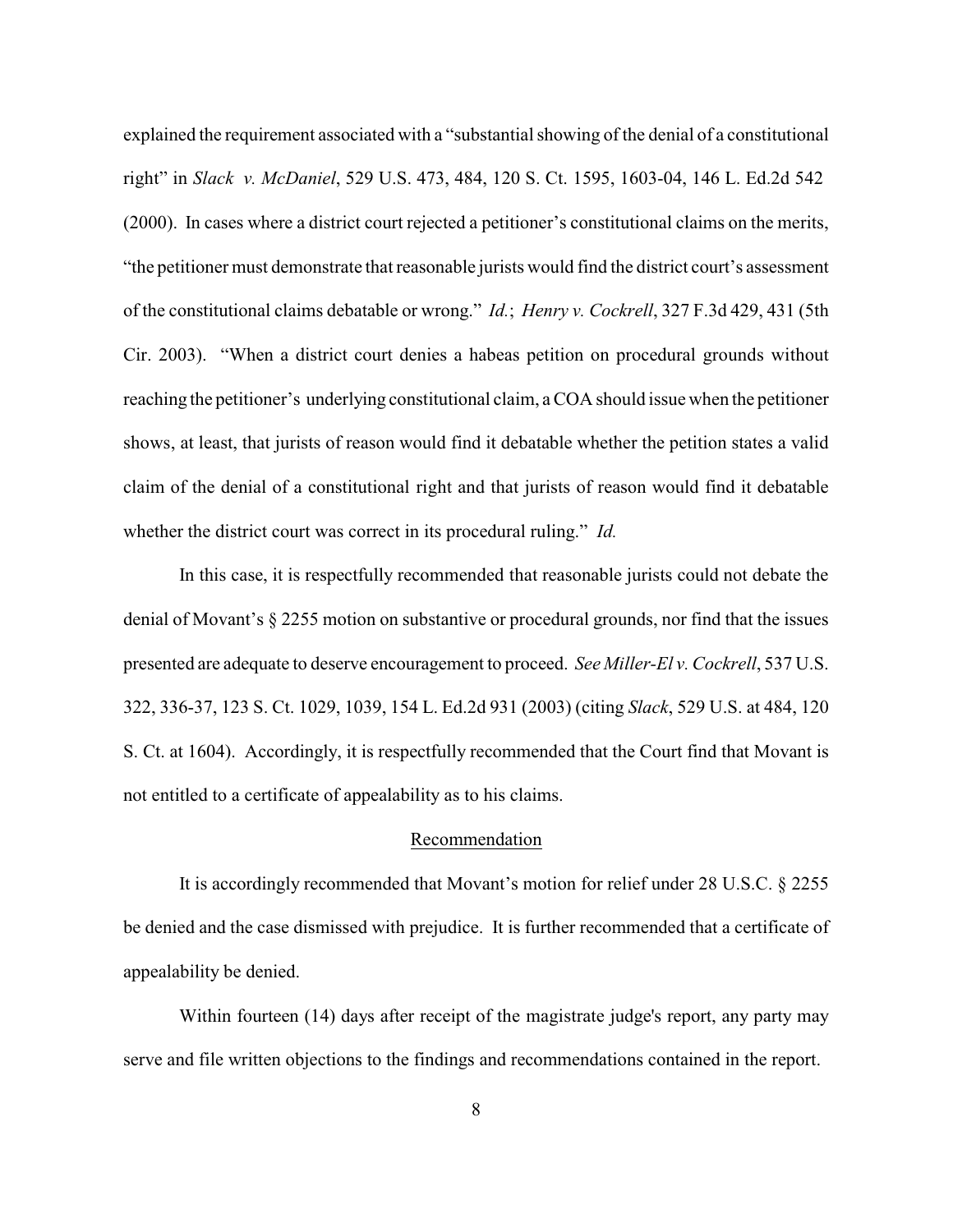explained the requirement associated with a "substantial showing of the denial of a constitutional right" in *Slack v. McDaniel*, 529 U.S. 473, 484, 120 S. Ct. 1595, 1603-04, 146 L. Ed.2d 542 (2000). In cases where a district court rejected a petitioner's constitutional claims on the merits, "the petitioner must demonstrate that reasonable jurists would find the district court's assessment of the constitutional claims debatable or wrong." *Id.*; *Henry v. Cockrell*, 327 F.3d 429, 431 (5th Cir. 2003). "When a district court denies a habeas petition on procedural grounds without reaching the petitioner's underlying constitutional claim, a COA should issue when the petitioner shows, at least, that jurists of reason would find it debatable whether the petition states a valid claim of the denial of a constitutional right and that jurists of reason would find it debatable whether the district court was correct in its procedural ruling." *Id.*

In this case, it is respectfully recommended that reasonable jurists could not debate the denial of Movant's § 2255 motion on substantive or procedural grounds, nor find that the issues presented are adequate to deserve encouragement to proceed. *See Miller-El v. Cockrell*, 537 U.S. 322, 336-37, 123 S. Ct. 1029, 1039, 154 L. Ed.2d 931 (2003) (citing *Slack*, 529 U.S. at 484, 120 S. Ct. at 1604). Accordingly, it is respectfully recommended that the Court find that Movant is not entitled to a certificate of appealability as to his claims.

## Recommendation

It is accordingly recommended that Movant's motion for relief under 28 U.S.C. § 2255 be denied and the case dismissed with prejudice. It is further recommended that a certificate of appealability be denied.

Within fourteen (14) days after receipt of the magistrate judge's report, any party may serve and file written objections to the findings and recommendations contained in the report.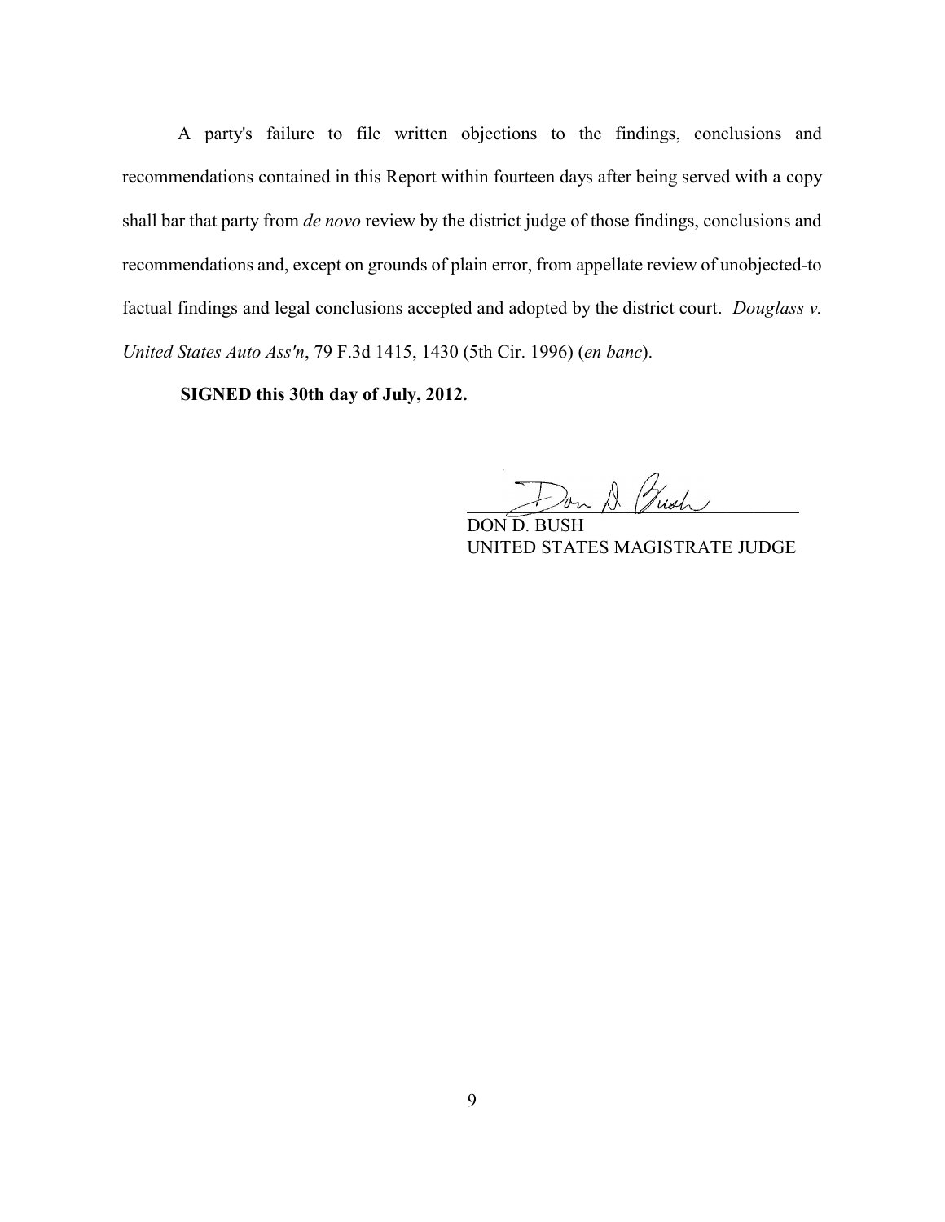A party's failure to file written objections to the findings, conclusions and recommendations contained in this Report within fourteen days after being served with a copy shall bar that party from *de novo* review by the district judge of those findings, conclusions and recommendations and, except on grounds of plain error, from appellate review of unobjected-to factual findings and legal conclusions accepted and adopted by the district court. *Douglass v. United States Auto Ass'n*, 79 F.3d 1415, 1430 (5th Cir. 1996) (*en banc*).

**SIGNED this 30th day of July, 2012.**

DON D. BUSH
UNITED STATES MAGISTRATE JUDGE